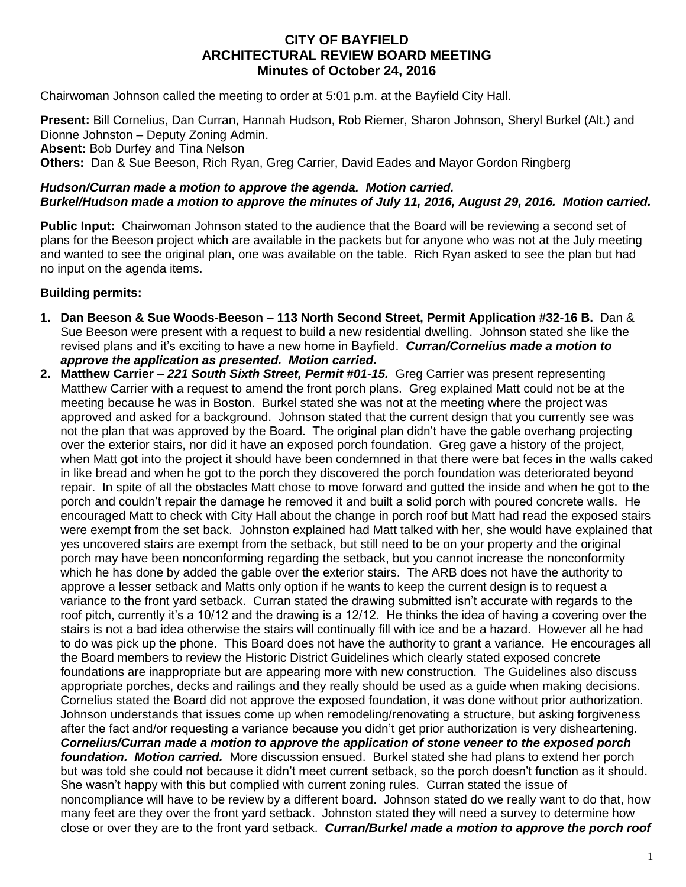# CITY OF BAYFIELD
## ARCHITECTURAL REVIEW BOARD MEETING
### Minutes of October 24, 2016

Chairwoman Johnson called the meeting to order at 5:01 p.m. at the Bayfield City Hall.

**Present:** Bill Cornelius, Dan Curran, Hannah Hudson, Rob Riemer, Sharon Johnson, Sheryl Burkel (Alt.) and Dionne Johnston – Deputy Zoning Admin.
**Absent:** Bob Durfey and Tina Nelson
**Others:** Dan & Sue Beeson, Rich Ryan, Greg Carrier, David Eades and Mayor Gordon Ringberg

***Hudson/Curran made a motion to approve the agenda. Motion carried.***
***Burkel/Hudson made a motion to approve the minutes of July 11, 2016, August 29, 2016. Motion carried.***

**Public Input:** Chairwoman Johnson stated to the audience that the Board will be reviewing a second set of plans for the Beeson project which are available in the packets but for anyone who was not at the July meeting and wanted to see the original plan, one was available on the table. Rich Ryan asked to see the plan but had no input on the agenda items.

**Building permits:**

1. **Dan Beeson & Sue Woods-Beeson – 113 North Second Street, Permit Application #32-16 B.** Dan & Sue Beeson were present with a request to build a new residential dwelling. Johnson stated she like the revised plans and it's exciting to have a new home in Bayfield. ***Curran/Cornelius made a motion to approve the application as presented. Motion carried.***
2. **Matthew Carrier – *221 South Sixth Street, Permit #01-15.*** Greg Carrier was present representing Matthew Carrier with a request to amend the front porch plans. Greg explained Matt could not be at the meeting because he was in Boston. Burkel stated she was not at the meeting where the project was approved and asked for a background. Johnson stated that the current design that you currently see was not the plan that was approved by the Board. The original plan didn't have the gable overhang projecting over the exterior stairs, nor did it have an exposed porch foundation. Greg gave a history of the project, when Matt got into the project it should have been condemned in that there were bat feces in the walls caked in like bread and when he got to the porch they discovered the porch foundation was deteriorated beyond repair. In spite of all the obstacles Matt chose to move forward and gutted the inside and when he got to the porch and couldn't repair the damage he removed it and built a solid porch with poured concrete walls. He encouraged Matt to check with City Hall about the change in porch roof but Matt had read the exposed stairs were exempt from the set back. Johnston explained had Matt talked with her, she would have explained that yes uncovered stairs are exempt from the setback, but still need to be on your property and the original porch may have been nonconforming regarding the setback, but you cannot increase the nonconformity which he has done by added the gable over the exterior stairs. The ARB does not have the authority to approve a lesser setback and Matts only option if he wants to keep the current design is to request a variance to the front yard setback. Curran stated the drawing submitted isn't accurate with regards to the roof pitch, currently it's a 10/12 and the drawing is a 12/12. He thinks the idea of having a covering over the stairs is not a bad idea otherwise the stairs will continually fill with ice and be a hazard. However all he had to do was pick up the phone. This Board does not have the authority to grant a variance. He encourages all the Board members to review the Historic District Guidelines which clearly stated exposed concrete foundations are inappropriate but are appearing more with new construction. The Guidelines also discuss appropriate porches, decks and railings and they really should be used as a guide when making decisions. Cornelius stated the Board did not approve the exposed foundation, it was done without prior authorization. Johnson understands that issues come up when remodeling/renovating a structure, but asking forgiveness after the fact and/or requesting a variance because you didn't get prior authorization is very disheartening. ***Cornelius/Curran made a motion to approve the application of stone veneer to the exposed porch foundation. Motion carried.*** More discussion ensued. Burkel stated she had plans to extend her porch but was told she could not because it didn't meet current setback, so the porch doesn't function as it should. She wasn't happy with this but complied with current zoning rules. Curran stated the issue of noncompliance will have to be review by a different board. Johnson stated do we really want to do that, how many feet are they over the front yard setback. Johnston stated they will need a survey to determine how close or over they are to the front yard setback. ***Curran/Burkel made a motion to approve the porch roof***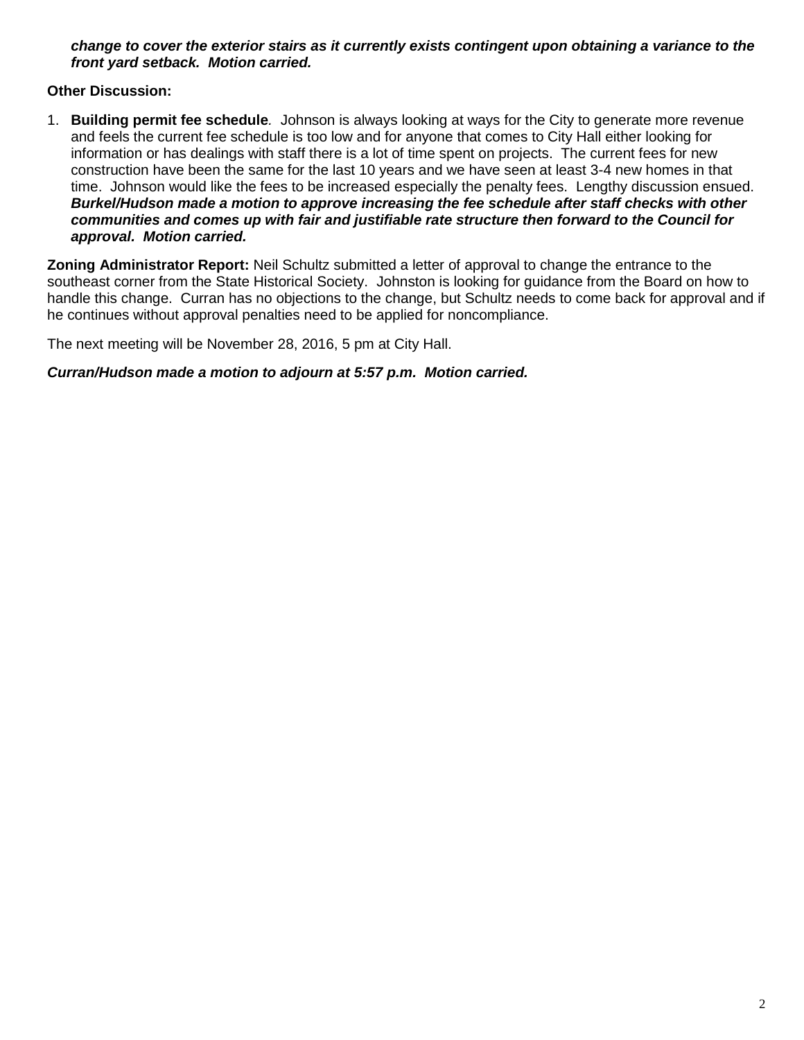***change to cover the exterior stairs as it currently exists contingent upon obtaining a variance to the front yard setback. Motion carried.***

**Other Discussion:**

1. **Building permit fee schedule***.* Johnson is always looking at ways for the City to generate more revenue and feels the current fee schedule is too low and for anyone that comes to City Hall either looking for information or has dealings with staff there is a lot of time spent on projects. The current fees for new construction have been the same for the last 10 years and we have seen at least 3-4 new homes in that time. Johnson would like the fees to be increased especially the penalty fees. Lengthy discussion ensued. ***Burkel/Hudson made a motion to approve increasing the fee schedule after staff checks with other communities and comes up with fair and justifiable rate structure then forward to the Council for approval. Motion carried.***

**Zoning Administrator Report:** Neil Schultz submitted a letter of approval to change the entrance to the southeast corner from the State Historical Society. Johnston is looking for guidance from the Board on how to handle this change. Curran has no objections to the change, but Schultz needs to come back for approval and if he continues without approval penalties need to be applied for noncompliance.

The next meeting will be November 28, 2016, 5 pm at City Hall.

***Curran/Hudson made a motion to adjourn at 5:57 p.m. Motion carried.***